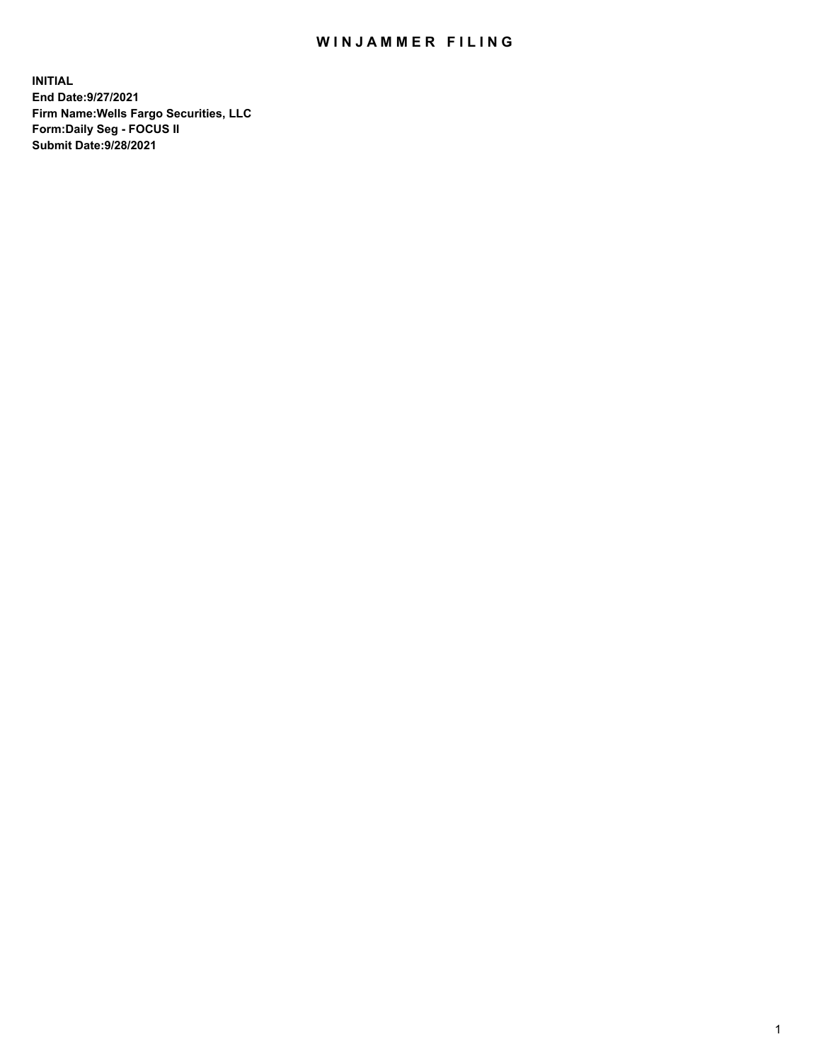# WINJAMMER FILING

**INITIAL**
**End Date:9/27/2021**
**Firm Name:Wells Fargo Securities, LLC**
**Form:Daily Seg - FOCUS II**
**Submit Date:9/28/2021**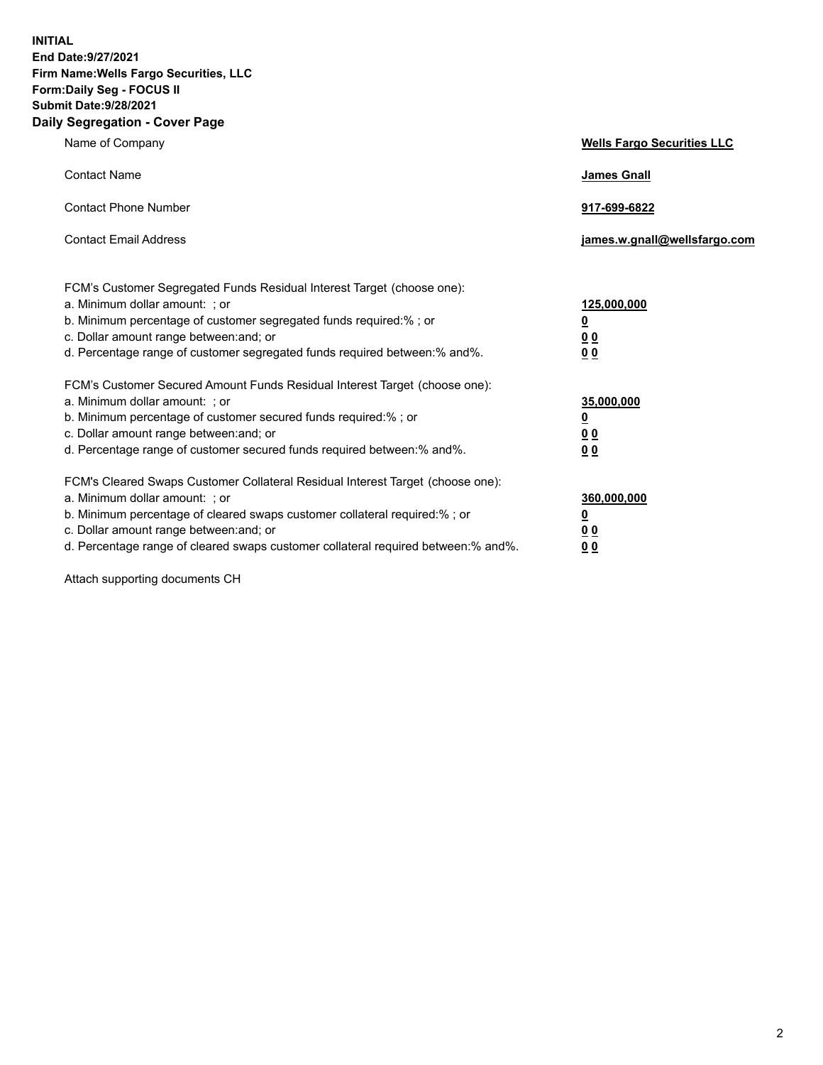**INITIAL**
**End Date:9/27/2021**
**Firm Name:Wells Fargo Securities, LLC**
**Form:Daily Seg - FOCUS II**
**Submit Date:9/28/2021**

## Daily Segregation - Cover Page

| | |
|---|---|
| Name of Company | **Wells Fargo Securities LLC** |
| Contact Name | **James Gnall** |
| Contact Phone Number | **917-699-6822** |
| Contact Email Address | **james.w.gnall@wellsfargo.com** |

| | |
|---|---|
| FCM's Customer Segregated Funds Residual Interest Target (choose one): | |
| a. Minimum dollar amount: ; or | **125,000,000** |
| b. Minimum percentage of customer segregated funds required:% ; or | **0** |
| c. Dollar amount range between:and; or | **0 0** |
| d. Percentage range of customer segregated funds required between:% and%. | **0 0** |
| FCM's Customer Secured Amount Funds Residual Interest Target (choose one): | |
| a. Minimum dollar amount: ; or | **35,000,000** |
| b. Minimum percentage of customer secured funds required:% ; or | **0** |
| c. Dollar amount range between:and; or | **0 0** |
| d. Percentage range of customer secured funds required between:% and%. | **0 0** |
| FCM's Cleared Swaps Customer Collateral Residual Interest Target (choose one): | |
| a. Minimum dollar amount: ; or | **360,000,000** |
| b. Minimum percentage of cleared swaps customer collateral required:% ; or | **0** |
| c. Dollar amount range between:and; or | **0 0** |
| d. Percentage range of cleared swaps customer collateral required between:% and%. | **0 0** |

Attach supporting documents CH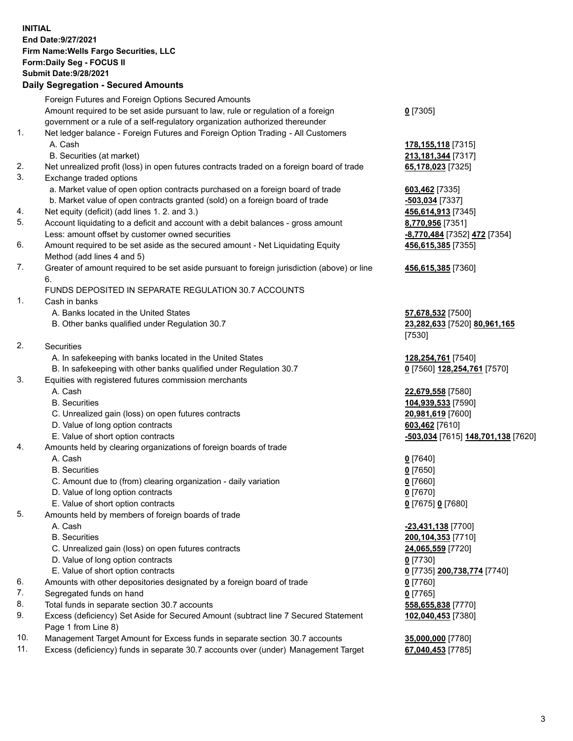**INITIAL**
**End Date:9/27/2021**
**Firm Name:Wells Fargo Securities, LLC**
**Form:Daily Seg - FOCUS II**
**Submit Date:9/28/2021**

**Daily Segregation - Secured Amounts**

| | | |
|---|---|---|
| | Foreign Futures and Foreign Options Secured Amounts | |
| | Amount required to be set aside pursuant to law, rule or regulation of a foreign government or a rule of a self-regulatory organization authorized thereunder | **0** [7305] |
| 1. | Net ledger balance - Foreign Futures and Foreign Option Trading - All Customers | |
| | A. Cash | **178,155,118** [7315] |
| | B. Securities (at market) | **213,181,344** [7317] |
| 2. | Net unrealized profit (loss) in open futures contracts traded on a foreign board of trade | **65,178,023** [7325] |
| 3. | Exchange traded options | |
| | a. Market value of open option contracts purchased on a foreign board of trade | **603,462** [7335] |
| | b. Market value of open contracts granted (sold) on a foreign board of trade | **-503,034** [7337] |
| 4. | Net equity (deficit) (add lines 1. 2. and 3.) | **456,614,913** [7345] |
| 5. | Account liquidating to a deficit and account with a debit balances - gross amount | **8,770,956** [7351] |
| | Less: amount offset by customer owned securities | **-8,770,484** [7352] **472** [7354] |
| 6. | Amount required to be set aside as the secured amount - Net Liquidating Equity Method (add lines 4 and 5) | **456,615,385** [7355] |
| 7. | Greater of amount required to be set aside pursuant to foreign jurisdiction (above) or line 6. | **456,615,385** [7360] |
| | FUNDS DEPOSITED IN SEPARATE REGULATION 30.7 ACCOUNTS | |
| 1. | Cash in banks | |
| | A. Banks located in the United States | **57,678,532** [7500] |
| | B. Other banks qualified under Regulation 30.7 | **23,282,633** [7520] **80,961,165** [7530] |
| 2. | Securities | |
| | A. In safekeeping with banks located in the United States | **128,254,761** [7540] |
| | B. In safekeeping with other banks qualified under Regulation 30.7 | **0** [7560] **128,254,761** [7570] |
| 3. | Equities with registered futures commission merchants | |
| | A. Cash | **22,679,558** [7580] |
| | B. Securities | **104,939,533** [7590] |
| | C. Unrealized gain (loss) on open futures contracts | **20,981,619** [7600] |
| | D. Value of long option contracts | **603,462** [7610] |
| | E. Value of short option contracts | **-503,034** [7615] **148,701,138** [7620] |
| 4. | Amounts held by clearing organizations of foreign boards of trade | |
| | A. Cash | **0** [7640] |
| | B. Securities | **0** [7650] |
| | C. Amount due to (from) clearing organization - daily variation | **0** [7660] |
| | D. Value of long option contracts | **0** [7670] |
| | E. Value of short option contracts | **0** [7675] **0** [7680] |
| 5. | Amounts held by members of foreign boards of trade | |
| | A. Cash | **-23,431,138** [7700] |
| | B. Securities | **200,104,353** [7710] |
| | C. Unrealized gain (loss) on open futures contracts | **24,065,559** [7720] |
| | D. Value of long option contracts | **0** [7730] |
| | E. Value of short option contracts | **0** [7735] **200,738,774** [7740] |
| 6. | Amounts with other depositories designated by a foreign board of trade | **0** [7760] |
| 7. | Segregated funds on hand | **0** [7765] |
| 8. | Total funds in separate section 30.7 accounts | **558,655,838** [7770] |
| 9. | Excess (deficiency) Set Aside for Secured Amount (subtract line 7 Secured Statement Page 1 from Line 8) | **102,040,453** [7380] |
| 10. | Management Target Amount for Excess funds in separate section 30.7 accounts | **35,000,000** [7780] |
| 11. | Excess (deficiency) funds in separate 30.7 accounts over (under) Management Target | **67,040,453** [7785] |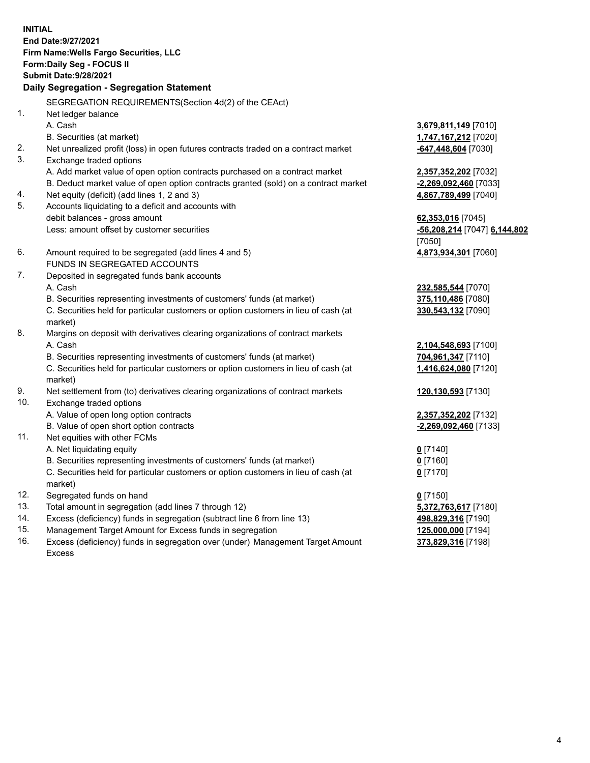**INITIAL**
**End Date:9/27/2021**
**Firm Name:Wells Fargo Securities, LLC**
**Form:Daily Seg - FOCUS II**
**Submit Date:9/28/2021**

**Daily Segregation - Segregation Statement**

SEGREGATION REQUIREMENTS(Section 4d(2) of the CEAct)

| | | |
|---|---|---|
| 1. | Net ledger balance | |
| | A. Cash | **3,679,811,149** [7010] |
| | B. Securities (at market) | **1,747,167,212** [7020] |
| 2. | Net unrealized profit (loss) in open futures contracts traded on a contract market | **-647,448,604** [7030] |
| 3. | Exchange traded options | |
| | A. Add market value of open option contracts purchased on a contract market | **2,357,352,202** [7032] |
| | B. Deduct market value of open option contracts granted (sold) on a contract market | **-2,269,092,460** [7033] |
| 4. | Net equity (deficit) (add lines 1, 2 and 3) | **4,867,789,499** [7040] |
| 5. | Accounts liquidating to a deficit and accounts with debit balances - gross amount | **62,353,016** [7045] |
| | Less: amount offset by customer securities | **-56,208,214** [7047] **6,144,802** [7050] |
| 6. | Amount required to be segregated (add lines 4 and 5) | **4,873,934,301** [7060] |
| | FUNDS IN SEGREGATED ACCOUNTS | |
| 7. | Deposited in segregated funds bank accounts | |
| | A. Cash | **232,585,544** [7070] |
| | B. Securities representing investments of customers' funds (at market) | **375,110,486** [7080] |
| | C. Securities held for particular customers or option customers in lieu of cash (at market) | **330,543,132** [7090] |
| 8. | Margins on deposit with derivatives clearing organizations of contract markets | |
| | A. Cash | **2,104,548,693** [7100] |
| | B. Securities representing investments of customers' funds (at market) | **704,961,347** [7110] |
| | C. Securities held for particular customers or option customers in lieu of cash (at market) | **1,416,624,080** [7120] |
| 9. | Net settlement from (to) derivatives clearing organizations of contract markets | **120,130,593** [7130] |
| 10. | Exchange traded options | |
| | A. Value of open long option contracts | **2,357,352,202** [7132] |
| | B. Value of open short option contracts | **-2,269,092,460** [7133] |
| 11. | Net equities with other FCMs | |
| | A. Net liquidating equity | **0** [7140] |
| | B. Securities representing investments of customers' funds (at market) | **0** [7160] |
| | C. Securities held for particular customers or option customers in lieu of cash (at market) | **0** [7170] |
| 12. | Segregated funds on hand | **0** [7150] |
| 13. | Total amount in segregation (add lines 7 through 12) | **5,372,763,617** [7180] |
| 14. | Excess (deficiency) funds in segregation (subtract line 6 from line 13) | **498,829,316** [7190] |
| 15. | Management Target Amount for Excess funds in segregation | **125,000,000** [7194] |
| 16. | Excess (deficiency) funds in segregation over (under) Management Target Amount Excess | **373,829,316** [7198] |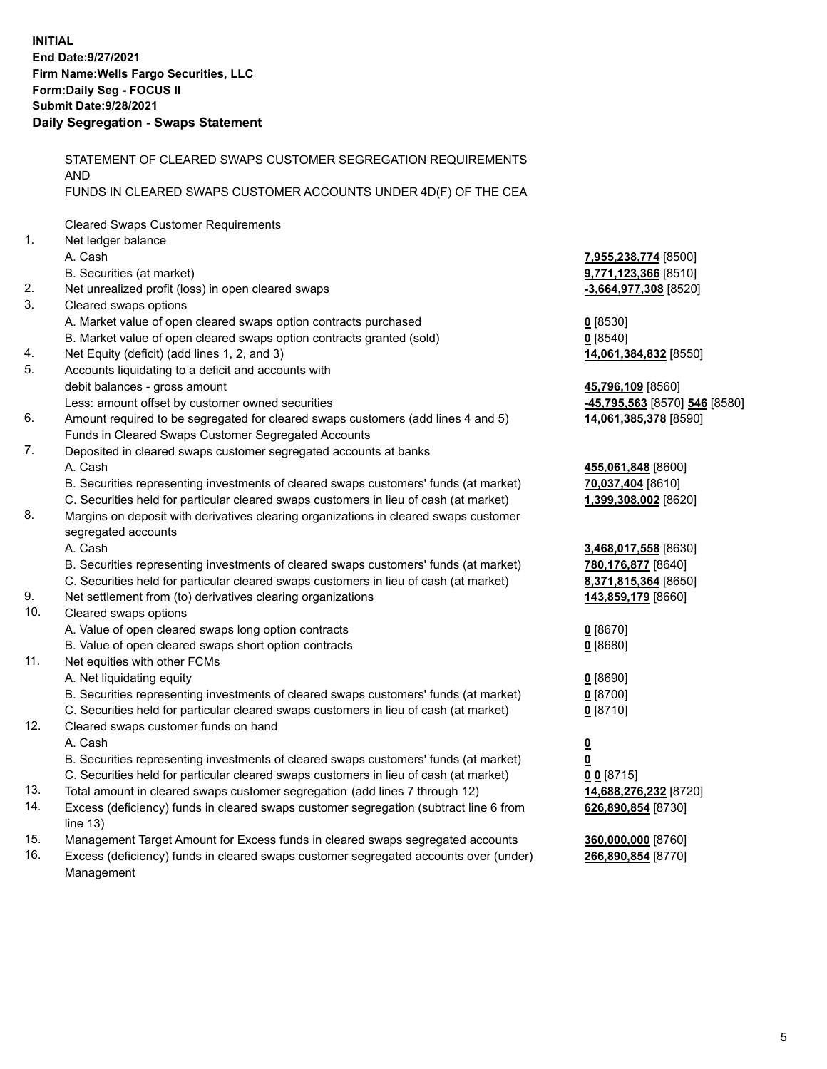**INITIAL**
**End Date:9/27/2021**
**Firm Name:Wells Fargo Securities, LLC**
**Form:Daily Seg - FOCUS II**
**Submit Date:9/28/2021**
**Daily Segregation - Swaps Statement**

STATEMENT OF CLEARED SWAPS CUSTOMER SEGREGATION REQUIREMENTS AND
FUNDS IN CLEARED SWAPS CUSTOMER ACCOUNTS UNDER 4D(F) OF THE CEA

| | | |
|---|---|---|
| | Cleared Swaps Customer Requirements | |
| 1. | Net ledger balance | |
| | A. Cash | **7,955,238,774** [8500] |
| | B. Securities (at market) | **9,771,123,366** [8510] |
| 2. | Net unrealized profit (loss) in open cleared swaps | **-3,664,977,308** [8520] |
| 3. | Cleared swaps options | |
| | A. Market value of open cleared swaps option contracts purchased | **0** [8530] |
| | B. Market value of open cleared swaps option contracts granted (sold) | **0** [8540] |
| 4. | Net Equity (deficit) (add lines 1, 2, and 3) | **14,061,384,832** [8550] |
| 5. | Accounts liquidating to a deficit and accounts with | |
| | debit balances - gross amount | **45,796,109** [8560] |
| | Less: amount offset by customer owned securities | **-45,795,563** [8570] **546** [8580] |
| 6. | Amount required to be segregated for cleared swaps customers (add lines 4 and 5) | **14,061,385,378** [8590] |
| | Funds in Cleared Swaps Customer Segregated Accounts | |
| 7. | Deposited in cleared swaps customer segregated accounts at banks | |
| | A. Cash | **455,061,848** [8600] |
| | B. Securities representing investments of cleared swaps customers' funds (at market) | **70,037,404** [8610] |
| | C. Securities held for particular cleared swaps customers in lieu of cash (at market) | **1,399,308,002** [8620] |
| 8. | Margins on deposit with derivatives clearing organizations in cleared swaps customer segregated accounts | |
| | A. Cash | **3,468,017,558** [8630] |
| | B. Securities representing investments of cleared swaps customers' funds (at market) | **780,176,877** [8640] |
| | C. Securities held for particular cleared swaps customers in lieu of cash (at market) | **8,371,815,364** [8650] |
| 9. | Net settlement from (to) derivatives clearing organizations | **143,859,179** [8660] |
| 10. | Cleared swaps options | |
| | A. Value of open cleared swaps long option contracts | **0** [8670] |
| | B. Value of open cleared swaps short option contracts | **0** [8680] |
| 11. | Net equities with other FCMs | |
| | A. Net liquidating equity | **0** [8690] |
| | B. Securities representing investments of cleared swaps customers' funds (at market) | **0** [8700] |
| | C. Securities held for particular cleared swaps customers in lieu of cash (at market) | **0** [8710] |
| 12. | Cleared swaps customer funds on hand | |
| | A. Cash | **0** |
| | B. Securities representing investments of cleared swaps customers' funds (at market) | **0** |
| | C. Securities held for particular cleared swaps customers in lieu of cash (at market) | **0** **0** [8715] |
| 13. | Total amount in cleared swaps customer segregation (add lines 7 through 12) | **14,688,276,232** [8720] |
| 14. | Excess (deficiency) funds in cleared swaps customer segregation (subtract line 6 from line 13) | **626,890,854** [8730] |
| 15. | Management Target Amount for Excess funds in cleared swaps segregated accounts | **360,000,000** [8760] |
| 16. | Excess (deficiency) funds in cleared swaps customer segregated accounts over (under) Management | **266,890,854** [8770] |